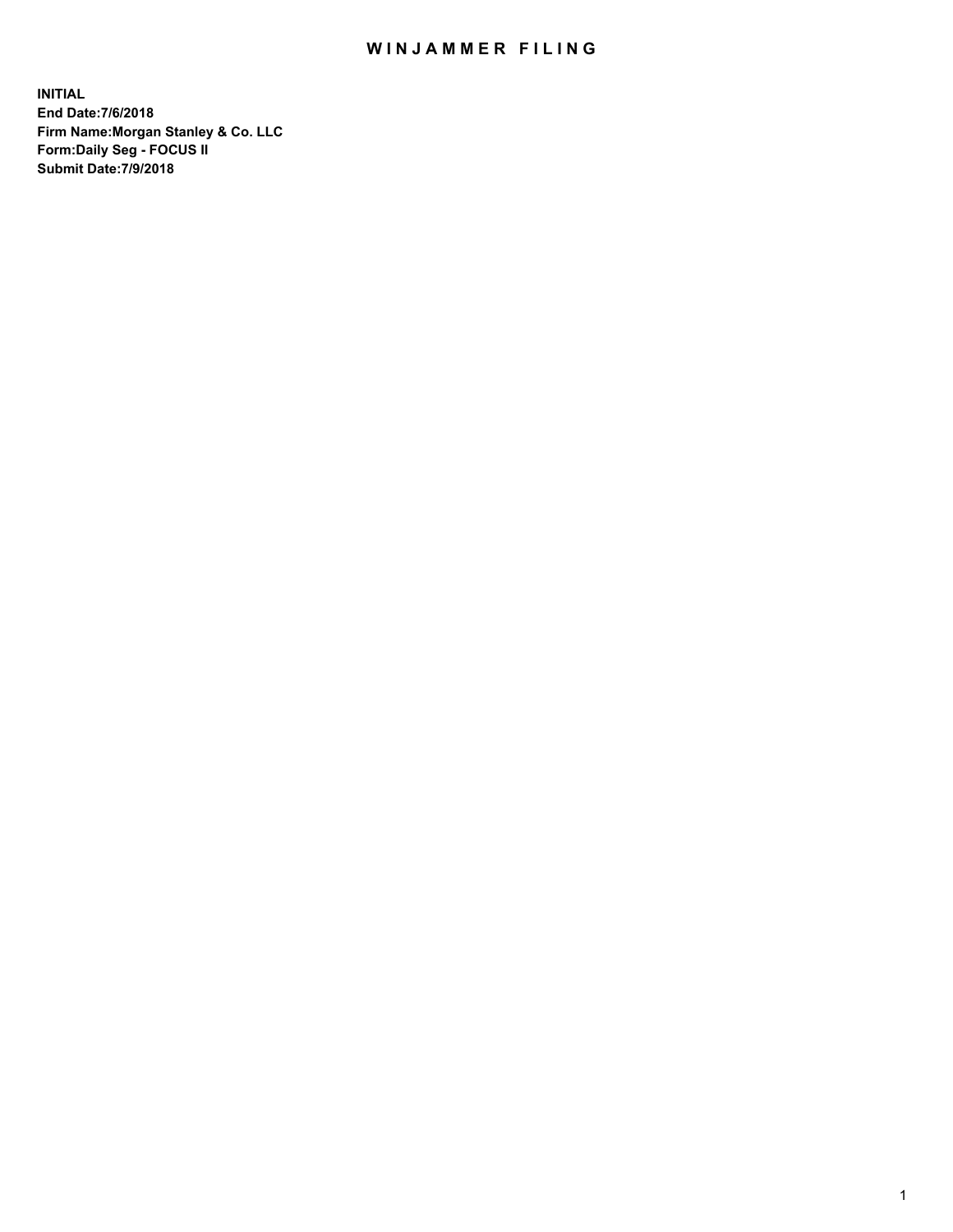# WINJAMMER FILING

**INITIAL**
**End Date:7/6/2018**
**Firm Name:Morgan Stanley & Co. LLC**
**Form:Daily Seg - FOCUS II**
**Submit Date:7/9/2018**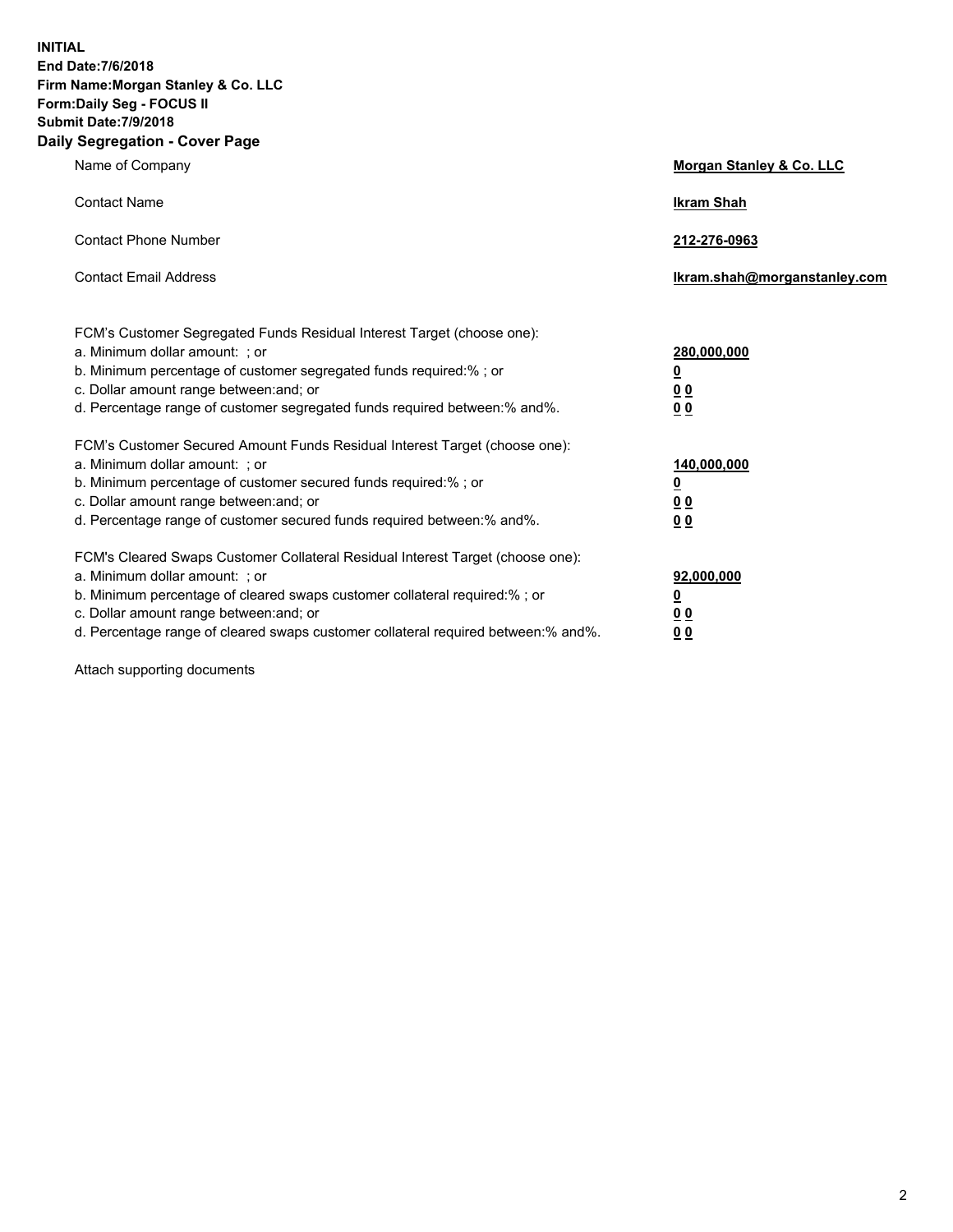**INITIAL**
**End Date:7/6/2018**
**Firm Name:Morgan Stanley & Co. LLC**
**Form:Daily Seg - FOCUS II**
**Submit Date:7/9/2018**
**Daily Segregation - Cover Page**

| | |
|---|---|
| Name of Company | **Morgan Stanley & Co. LLC** |
| Contact Name | **Ikram Shah** |
| Contact Phone Number | **212-276-0963** |
| Contact Email Address | **Ikram.shah@morganstanley.com** |

FCM's Customer Segregated Funds Residual Interest Target (choose one):

| | |
|---|---|
| a. Minimum dollar amount: ; or | **280,000,000** |
| b. Minimum percentage of customer segregated funds required:% ; or | **0** |
| c. Dollar amount range between:and; or | **0 0** |
| d. Percentage range of customer segregated funds required between:% and%. | **0 0** |

FCM's Customer Secured Amount Funds Residual Interest Target (choose one):

| | |
|---|---|
| a. Minimum dollar amount: ; or | **140,000,000** |
| b. Minimum percentage of customer secured funds required:% ; or | **0** |
| c. Dollar amount range between:and; or | **0 0** |
| d. Percentage range of customer secured funds required between:% and%. | **0 0** |

FCM's Cleared Swaps Customer Collateral Residual Interest Target (choose one):

| | |
|---|---|
| a. Minimum dollar amount: ; or | **92,000,000** |
| b. Minimum percentage of cleared swaps customer collateral required:% ; or | **0** |
| c. Dollar amount range between:and; or | **0 0** |
| d. Percentage range of cleared swaps customer collateral required between:% and%. | **0 0** |

Attach supporting documents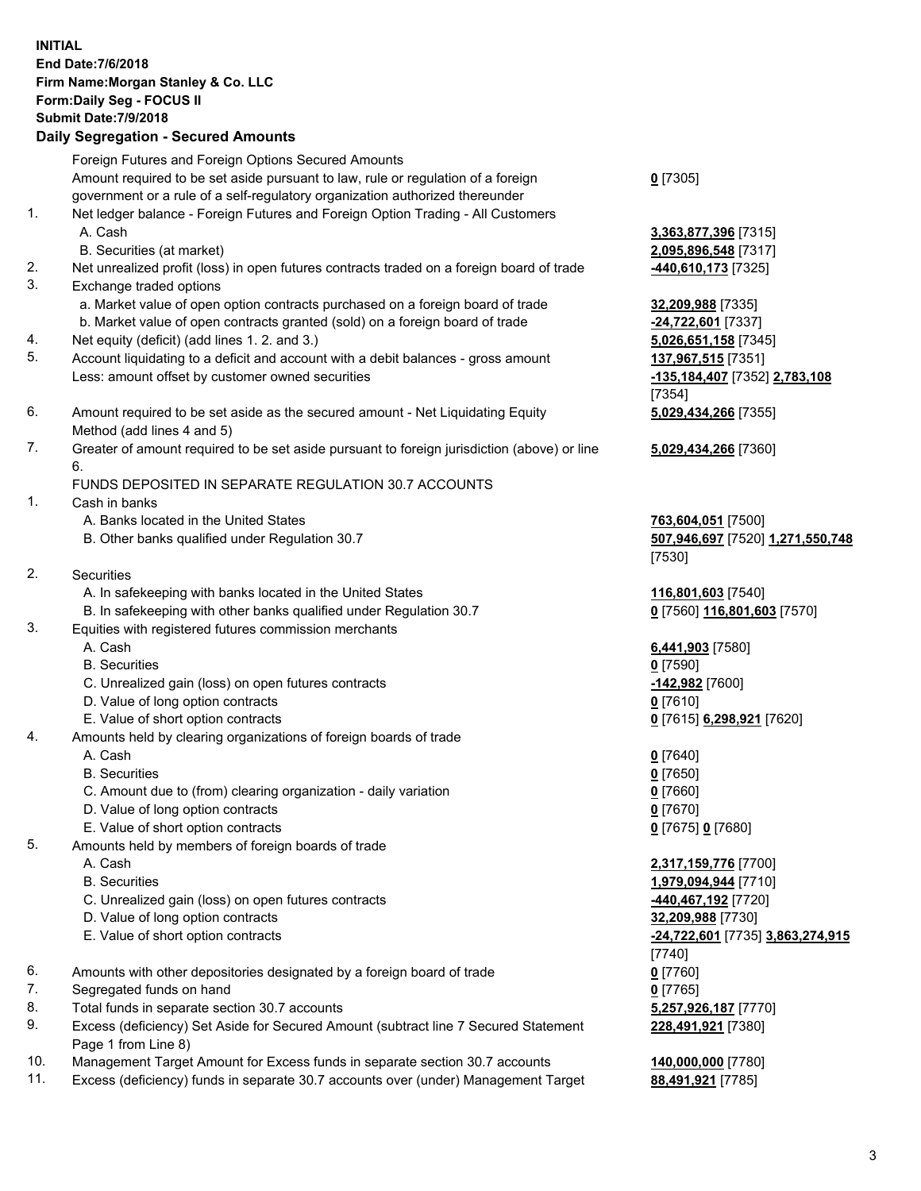**INITIAL**
**End Date:7/6/2018**
**Firm Name:Morgan Stanley & Co. LLC**
**Form:Daily Seg - FOCUS II**
**Submit Date:7/9/2018**

## Daily Segregation - Secured Amounts

| | | |
|---|---|---|
| | Foreign Futures and Foreign Options Secured Amounts | |
| | Amount required to be set aside pursuant to law, rule or regulation of a foreign government or a rule of a self-regulatory organization authorized thereunder | **0** [7305] |
| 1. | Net ledger balance - Foreign Futures and Foreign Option Trading - All Customers | |
| | A. Cash | **3,363,877,396** [7315] |
| | B. Securities (at market) | **2,095,896,548** [7317] |
| 2. | Net unrealized profit (loss) in open futures contracts traded on a foreign board of trade | **-440,610,173** [7325] |
| 3. | Exchange traded options | |
| | a. Market value of open option contracts purchased on a foreign board of trade | **32,209,988** [7335] |
| | b. Market value of open contracts granted (sold) on a foreign board of trade | **-24,722,601** [7337] |
| 4. | Net equity (deficit) (add lines 1. 2. and 3.) | **5,026,651,158** [7345] |
| 5. | Account liquidating to a deficit and account with a debit balances - gross amount | **137,967,515** [7351] |
| | Less: amount offset by customer owned securities | **-135,184,407** [7352] **2,783,108** [7354] |
| 6. | Amount required to be set aside as the secured amount - Net Liquidating Equity Method (add lines 4 and 5) | **5,029,434,266** [7355] |
| 7. | Greater of amount required to be set aside pursuant to foreign jurisdiction (above) or line 6. | **5,029,434,266** [7360] |
| | FUNDS DEPOSITED IN SEPARATE REGULATION 30.7 ACCOUNTS | |
| 1. | Cash in banks | |
| | A. Banks located in the United States | **763,604,051** [7500] |
| | B. Other banks qualified under Regulation 30.7 | **507,946,697** [7520] **1,271,550,748** [7530] |
| 2. | Securities | |
| | A. In safekeeping with banks located in the United States | **116,801,603** [7540] |
| | B. In safekeeping with other banks qualified under Regulation 30.7 | **0** [7560] **116,801,603** [7570] |
| 3. | Equities with registered futures commission merchants | |
| | A. Cash | **6,441,903** [7580] |
| | B. Securities | **0** [7590] |
| | C. Unrealized gain (loss) on open futures contracts | **-142,982** [7600] |
| | D. Value of long option contracts | **0** [7610] |
| | E. Value of short option contracts | **0** [7615] **6,298,921** [7620] |
| 4. | Amounts held by clearing organizations of foreign boards of trade | |
| | A. Cash | **0** [7640] |
| | B. Securities | **0** [7650] |
| | C. Amount due to (from) clearing organization - daily variation | **0** [7660] |
| | D. Value of long option contracts | **0** [7670] |
| | E. Value of short option contracts | **0** [7675] **0** [7680] |
| 5. | Amounts held by members of foreign boards of trade | |
| | A. Cash | **2,317,159,776** [7700] |
| | B. Securities | **1,979,094,944** [7710] |
| | C. Unrealized gain (loss) on open futures contracts | **-440,467,192** [7720] |
| | D. Value of long option contracts | **32,209,988** [7730] |
| | E. Value of short option contracts | **-24,722,601** [7735] **3,863,274,915** [7740] |
| 6. | Amounts with other depositories designated by a foreign board of trade | **0** [7760] |
| 7. | Segregated funds on hand | **0** [7765] |
| 8. | Total funds in separate section 30.7 accounts | **5,257,926,187** [7770] |
| 9. | Excess (deficiency) Set Aside for Secured Amount (subtract line 7 Secured Statement Page 1 from Line 8) | **228,491,921** [7380] |
| 10. | Management Target Amount for Excess funds in separate section 30.7 accounts | **140,000,000** [7780] |
| 11. | Excess (deficiency) funds in separate 30.7 accounts over (under) Management Target | **88,491,921** [7785] |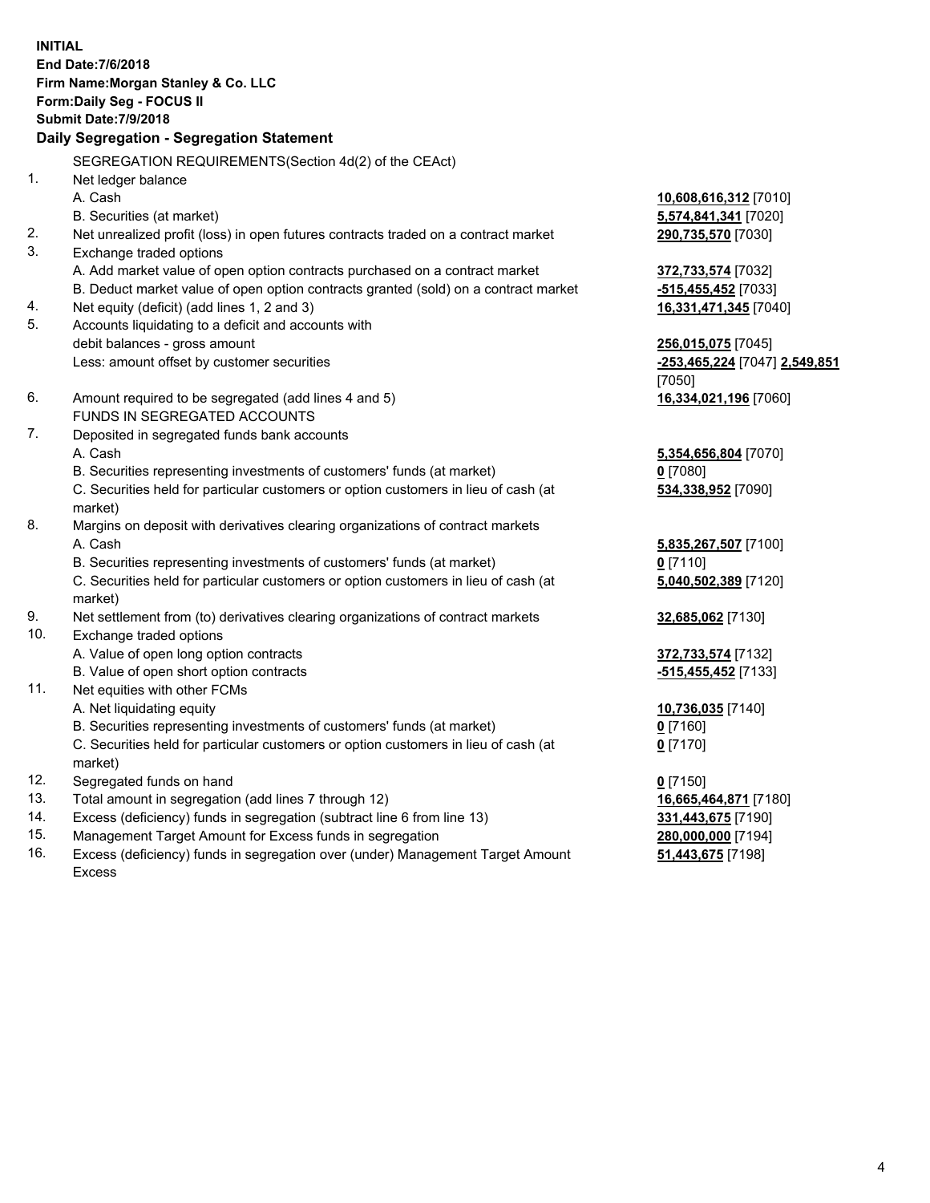**INITIAL**
**End Date:7/6/2018**
**Firm Name:Morgan Stanley & Co. LLC**
**Form:Daily Seg - FOCUS II**
**Submit Date:7/9/2018**
**Daily Segregation - Segregation Statement**

SEGREGATION REQUIREMENTS(Section 4d(2) of the CEAct)

| | | |
|---|---|---|
| 1. | Net ledger balance | |
| | A. Cash | **10,608,616,312** [7010] |
| | B. Securities (at market) | **5,574,841,341** [7020] |
| 2. | Net unrealized profit (loss) in open futures contracts traded on a contract market | **290,735,570** [7030] |
| 3. | Exchange traded options | |
| | A. Add market value of open option contracts purchased on a contract market | **372,733,574** [7032] |
| | B. Deduct market value of open option contracts granted (sold) on a contract market | **-515,455,452** [7033] |
| 4. | Net equity (deficit) (add lines 1, 2 and 3) | **16,331,471,345** [7040] |
| 5. | Accounts liquidating to a deficit and accounts with debit balances - gross amount | **256,015,075** [7045] |
| | Less: amount offset by customer securities | **-253,465,224** [7047] **2,549,851** [7050] |
| 6. | Amount required to be segregated (add lines 4 and 5) | **16,334,021,196** [7060] |
| | FUNDS IN SEGREGATED ACCOUNTS | |
| 7. | Deposited in segregated funds bank accounts | |
| | A. Cash | **5,354,656,804** [7070] |
| | B. Securities representing investments of customers' funds (at market) | **0** [7080] |
| | C. Securities held for particular customers or option customers in lieu of cash (at market) | **534,338,952** [7090] |
| 8. | Margins on deposit with derivatives clearing organizations of contract markets | |
| | A. Cash | **5,835,267,507** [7100] |
| | B. Securities representing investments of customers' funds (at market) | **0** [7110] |
| | C. Securities held for particular customers or option customers in lieu of cash (at market) | **5,040,502,389** [7120] |
| 9. | Net settlement from (to) derivatives clearing organizations of contract markets | **32,685,062** [7130] |
| 10. | Exchange traded options | |
| | A. Value of open long option contracts | **372,733,574** [7132] |
| | B. Value of open short option contracts | **-515,455,452** [7133] |
| 11. | Net equities with other FCMs | |
| | A. Net liquidating equity | **10,736,035** [7140] |
| | B. Securities representing investments of customers' funds (at market) | **0** [7160] |
| | C. Securities held for particular customers or option customers in lieu of cash (at market) | **0** [7170] |
| 12. | Segregated funds on hand | **0** [7150] |
| 13. | Total amount in segregation (add lines 7 through 12) | **16,665,464,871** [7180] |
| 14. | Excess (deficiency) funds in segregation (subtract line 6 from line 13) | **331,443,675** [7190] |
| 15. | Management Target Amount for Excess funds in segregation | **280,000,000** [7194] |
| 16. | Excess (deficiency) funds in segregation over (under) Management Target Amount Excess | **51,443,675** [7198] |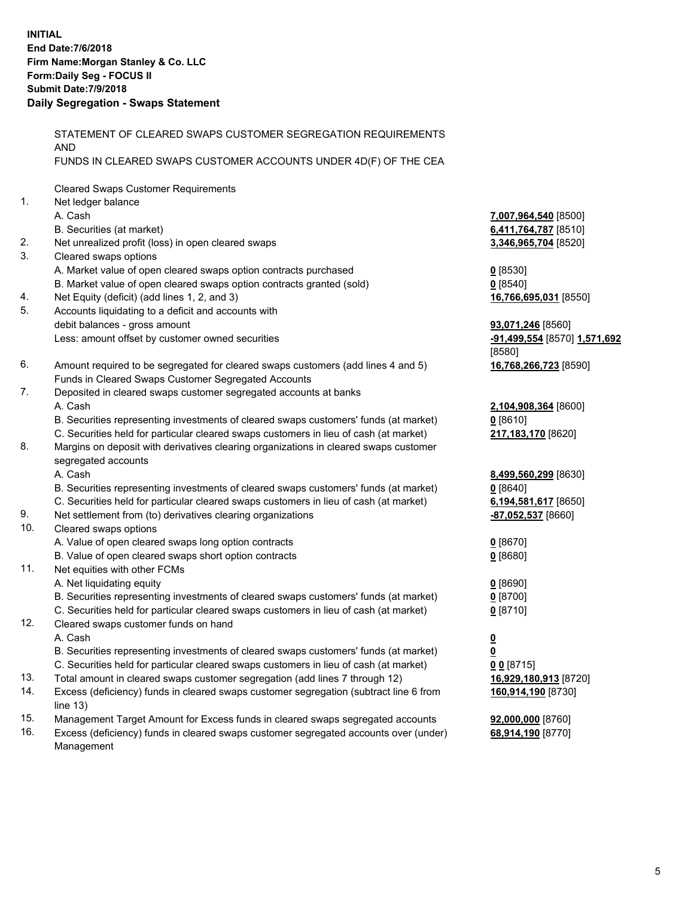**INITIAL**
**End Date:7/6/2018**
**Firm Name:Morgan Stanley & Co. LLC**
**Form:Daily Seg - FOCUS II**
**Submit Date:7/9/2018**
**Daily Segregation - Swaps Statement**

STATEMENT OF CLEARED SWAPS CUSTOMER SEGREGATION REQUIREMENTS AND FUNDS IN CLEARED SWAPS CUSTOMER ACCOUNTS UNDER 4D(F) OF THE CEA

| | | |
|---|---|---|
| | Cleared Swaps Customer Requirements | |
| 1. | Net ledger balance | |
| | A. Cash | **7,007,964,540** [8500] |
| | B. Securities (at market) | **6,411,764,787** [8510] |
| 2. | Net unrealized profit (loss) in open cleared swaps | **3,346,965,704** [8520] |
| 3. | Cleared swaps options | |
| | A. Market value of open cleared swaps option contracts purchased | **0** [8530] |
| | B. Market value of open cleared swaps option contracts granted (sold) | **0** [8540] |
| 4. | Net Equity (deficit) (add lines 1, 2, and 3) | **16,766,695,031** [8550] |
| 5. | Accounts liquidating to a deficit and accounts with debit balances - gross amount | **93,071,246** [8560] |
| | Less: amount offset by customer owned securities | **-91,499,554** [8570] **1,571,692** [8580] |
| 6. | Amount required to be segregated for cleared swaps customers (add lines 4 and 5) | **16,768,266,723** [8590] |
| | Funds in Cleared Swaps Customer Segregated Accounts | |
| 7. | Deposited in cleared swaps customer segregated accounts at banks | |
| | A. Cash | **2,104,908,364** [8600] |
| | B. Securities representing investments of cleared swaps customers' funds (at market) | **0** [8610] |
| | C. Securities held for particular cleared swaps customers in lieu of cash (at market) | **217,183,170** [8620] |
| 8. | Margins on deposit with derivatives clearing organizations in cleared swaps customer segregated accounts | |
| | A. Cash | **8,499,560,299** [8630] |
| | B. Securities representing investments of cleared swaps customers' funds (at market) | **0** [8640] |
| | C. Securities held for particular cleared swaps customers in lieu of cash (at market) | **6,194,581,617** [8650] |
| 9. | Net settlement from (to) derivatives clearing organizations | **-87,052,537** [8660] |
| 10. | Cleared swaps options | |
| | A. Value of open cleared swaps long option contracts | **0** [8670] |
| | B. Value of open cleared swaps short option contracts | **0** [8680] |
| 11. | Net equities with other FCMs | |
| | A. Net liquidating equity | **0** [8690] |
| | B. Securities representing investments of cleared swaps customers' funds (at market) | **0** [8700] |
| | C. Securities held for particular cleared swaps customers in lieu of cash (at market) | **0** [8710] |
| 12. | Cleared swaps customer funds on hand | |
| | A. Cash | **0** |
| | B. Securities representing investments of cleared swaps customers' funds (at market) | **0** |
| | C. Securities held for particular cleared swaps customers in lieu of cash (at market) | **0** **0** [8715] |
| 13. | Total amount in cleared swaps customer segregation (add lines 7 through 12) | **16,929,180,913** [8720] |
| 14. | Excess (deficiency) funds in cleared swaps customer segregation (subtract line 6 from line 13) | **160,914,190** [8730] |
| 15. | Management Target Amount for Excess funds in cleared swaps segregated accounts | **92,000,000** [8760] |
| 16. | Excess (deficiency) funds in cleared swaps customer segregated accounts over (under) Management | **68,914,190** [8770] |